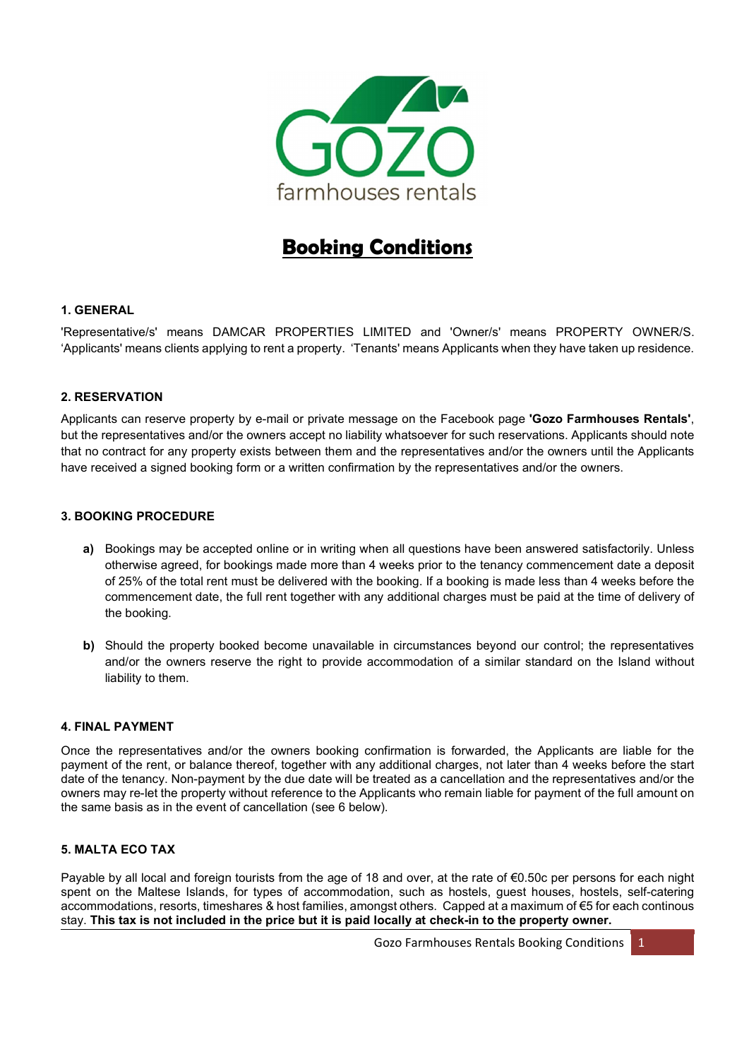# Booking Conditions

## 1. GENERAL

'Representative/s' means DAMCAR PROPERTIES LIMITED and 'Owner/s' means PROPERTY OWNER/S. 'Applicants' means clients applying to rent a property. 'Tenants' means Applicants when they have taken up residence.

## 2. RESERVATION

Applicants can reserve property by e-mail or private message on the Facebook page **'Gozo Farmhouses Rentals'**, but the representatives and/or the owners accept no liability whatsoever for such reservations. Applicants should note that no contract for any property exists between them and the representatives and/or the owners until the Applicants have received a signed booking form or a written confirmation by the representatives and/or the owners.

## 3. BOOKING PROCEDURE

**a)** Bookings may be accepted online or in writing when all questions have been answered satisfactorily. Unless otherwise agreed, for bookings made more than 4 weeks prior to the tenancy commencement date a deposit of 25% of the total rent must be delivered with the booking. If a booking is made less than 4 weeks before the commencement date, the full rent together with any additional charges must be paid at the time of delivery of the booking.

**b)** Should the property booked become unavailable in circumstances beyond our control; the representatives and/or the owners reserve the right to provide accommodation of a similar standard on the Island without liability to them.

## 4. FINAL PAYMENT

Once the representatives and/or the owners booking confirmation is forwarded, the Applicants are liable for the payment of the rent, or balance thereof, together with any additional charges, not later than 4 weeks before the start date of the tenancy. Non-payment by the due date will be treated as a cancellation and the representatives and/or the owners may re-let the property without reference to the Applicants who remain liable for payment of the full amount on the same basis as in the event of cancellation (see 6 below).

## 5. MALTA ECO TAX

Payable by all local and foreign tourists from the age of 18 and over, at the rate of €0.50c per persons for each night spent on the Maltese Islands, for types of accommodation, such as hostels, guest houses, hostels, self-catering accommodations, resorts, timeshares & host families, amongst others. Capped at a maximum of €5 for each continous stay. **This tax is not included in the price but it is paid locally at check-in to the property owner.**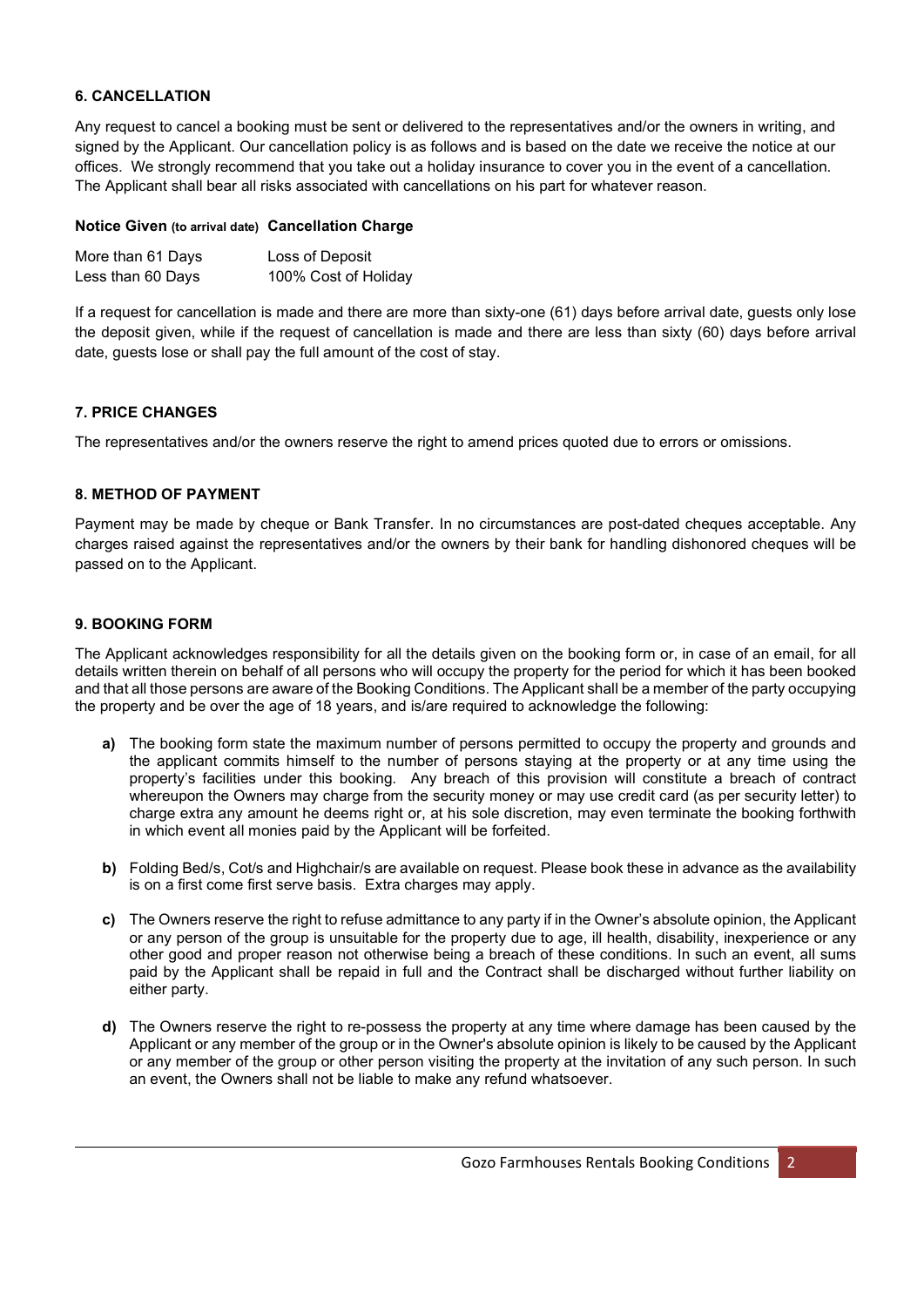### 6. CANCELLATION

Any request to cancel a booking must be sent or delivered to the representatives and/or the owners in writing, and signed by the Applicant. Our cancellation policy is as follows and is based on the date we receive the notice at our offices. We strongly recommend that you take out a holiday insurance to cover you in the event of a cancellation. The Applicant shall bear all risks associated with cancellations on his part for whatever reason.

| **Notice Given** (to arrival date) | **Cancellation Charge** |
| --- | --- |
| More than 61 Days | Loss of Deposit |
| Less than 60 Days | 100% Cost of Holiday |

If a request for cancellation is made and there are more than sixty-one (61) days before arrival date, guests only lose the deposit given, while if the request of cancellation is made and there are less than sixty (60) days before arrival date, guests lose or shall pay the full amount of the cost of stay.

### 7. PRICE CHANGES

The representatives and/or the owners reserve the right to amend prices quoted due to errors or omissions.

### 8. METHOD OF PAYMENT

Payment may be made by cheque or Bank Transfer. In no circumstances are post-dated cheques acceptable. Any charges raised against the representatives and/or the owners by their bank for handling dishonored cheques will be passed on to the Applicant.

### 9. BOOKING FORM

The Applicant acknowledges responsibility for all the details given on the booking form or, in case of an email, for all details written therein on behalf of all persons who will occupy the property for the period for which it has been booked and that all those persons are aware of the Booking Conditions. The Applicant shall be a member of the party occupying the property and be over the age of 18 years, and is/are required to acknowledge the following:

- **a)** The booking form state the maximum number of persons permitted to occupy the property and grounds and the applicant commits himself to the number of persons staying at the property or at any time using the property's facilities under this booking. Any breach of this provision will constitute a breach of contract whereupon the Owners may charge from the security money or may use credit card (as per security letter) to charge extra any amount he deems right or, at his sole discretion, may even terminate the booking forthwith in which event all monies paid by the Applicant will be forfeited.
- **b)** Folding Bed/s, Cot/s and Highchair/s are available on request. Please book these in advance as the availability is on a first come first serve basis. Extra charges may apply.
- **c)** The Owners reserve the right to refuse admittance to any party if in the Owner's absolute opinion, the Applicant or any person of the group is unsuitable for the property due to age, ill health, disability, inexperience or any other good and proper reason not otherwise being a breach of these conditions. In such an event, all sums paid by the Applicant shall be repaid in full and the Contract shall be discharged without further liability on either party.
- **d)** The Owners reserve the right to re-possess the property at any time where damage has been caused by the Applicant or any member of the group or in the Owner's absolute opinion is likely to be caused by the Applicant or any member of the group or other person visiting the property at the invitation of any such person. In such an event, the Owners shall not be liable to make any refund whatsoever.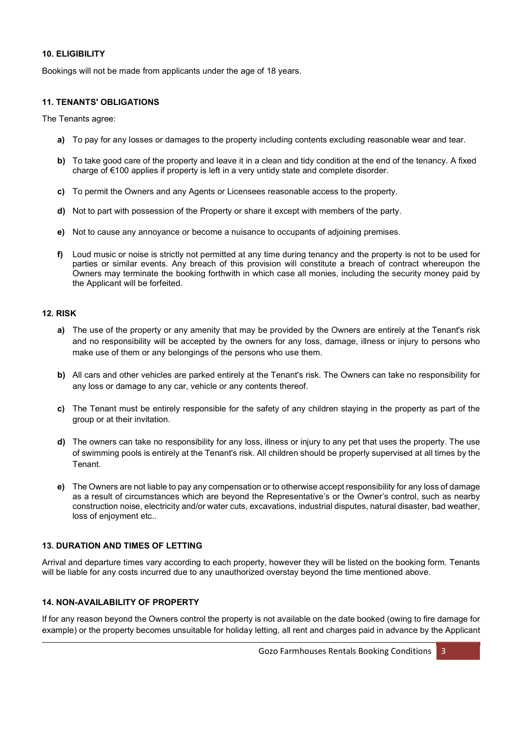### 10. ELIGIBILITY

Bookings will not be made from applicants under the age of 18 years.

### 11. TENANTS' OBLIGATIONS

The Tenants agree:

- **a)** To pay for any losses or damages to the property including contents excluding reasonable wear and tear.
- **b)** To take good care of the property and leave it in a clean and tidy condition at the end of the tenancy. A fixed charge of €100 applies if property is left in a very untidy state and complete disorder.
- **c)** To permit the Owners and any Agents or Licensees reasonable access to the property.
- **d)** Not to part with possession of the Property or share it except with members of the party.
- **e)** Not to cause any annoyance or become a nuisance to occupants of adjoining premises.
- **f)** Loud music or noise is strictly not permitted at any time during tenancy and the property is not to be used for parties or similar events. Any breach of this provision will constitute a breach of contract whereupon the Owners may terminate the booking forthwith in which case all monies, including the security money paid by the Applicant will be forfeited.

### 12. RISK

- **a)** The use of the property or any amenity that may be provided by the Owners are entirely at the Tenant's risk and no responsibility will be accepted by the owners for any loss, damage, illness or injury to persons who make use of them or any belongings of the persons who use them.
- **b)** All cars and other vehicles are parked entirely at the Tenant's risk. The Owners can take no responsibility for any loss or damage to any car, vehicle or any contents thereof.
- **c)** The Tenant must be entirely responsible for the safety of any children staying in the property as part of the group or at their invitation.
- **d)** The owners can take no responsibility for any loss, illness or injury to any pet that uses the property. The use of swimming pools is entirely at the Tenant's risk. All children should be properly supervised at all times by the Tenant.
- **e)** The Owners are not liable to pay any compensation or to otherwise accept responsibility for any loss of damage as a result of circumstances which are beyond the Representative's or the Owner's control, such as nearby construction noise, electricity and/or water cuts, excavations, industrial disputes, natural disaster, bad weather, loss of enjoyment etc..

### 13. DURATION AND TIMES OF LETTING

Arrival and departure times vary according to each property, however they will be listed on the booking form. Tenants will be liable for any costs incurred due to any unauthorized overstay beyond the time mentioned above.

### 14. NON-AVAILABILITY OF PROPERTY

If for any reason beyond the Owners control the property is not available on the date booked (owing to fire damage for example) or the property becomes unsuitable for holiday letting, all rent and charges paid in advance by the Applicant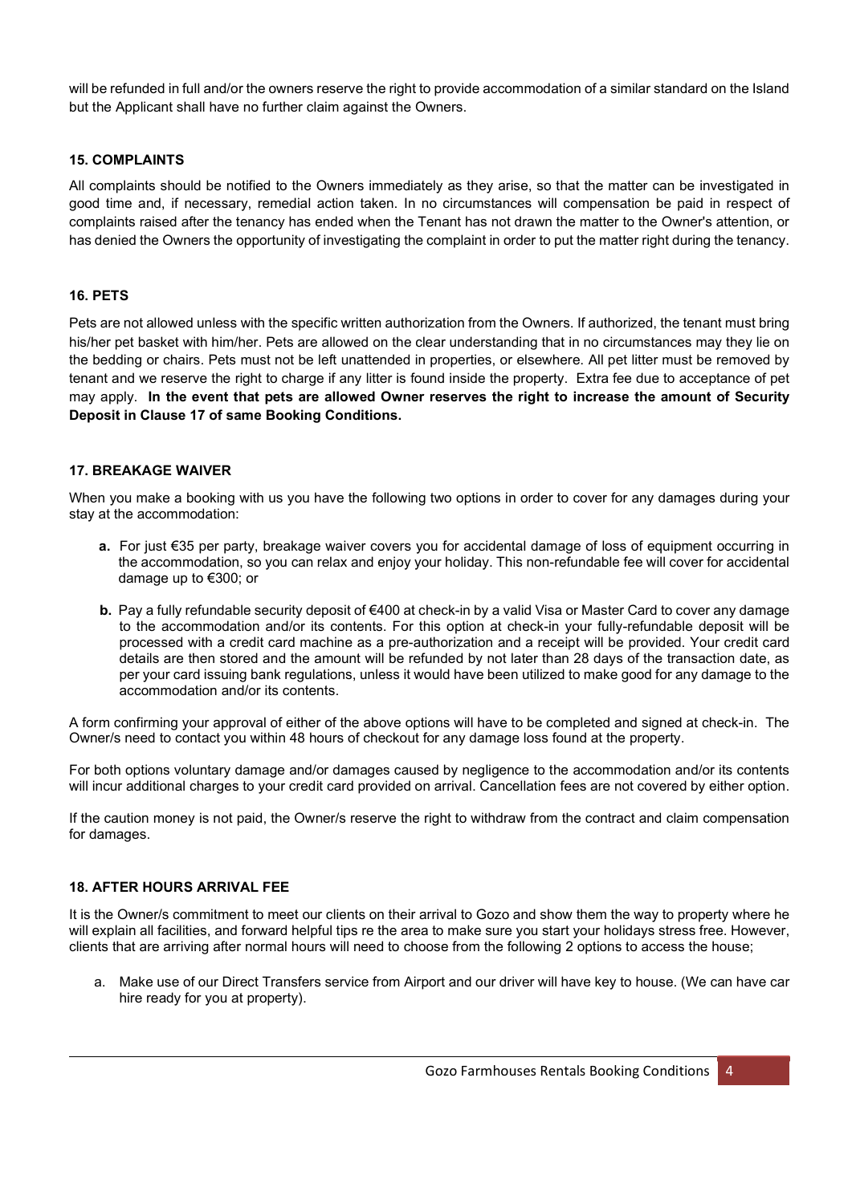will be refunded in full and/or the owners reserve the right to provide accommodation of a similar standard on the Island but the Applicant shall have no further claim against the Owners.

### 15. COMPLAINTS

All complaints should be notified to the Owners immediately as they arise, so that the matter can be investigated in good time and, if necessary, remedial action taken. In no circumstances will compensation be paid in respect of complaints raised after the tenancy has ended when the Tenant has not drawn the matter to the Owner's attention, or has denied the Owners the opportunity of investigating the complaint in order to put the matter right during the tenancy.

### 16. PETS

Pets are not allowed unless with the specific written authorization from the Owners. If authorized, the tenant must bring his/her pet basket with him/her. Pets are allowed on the clear understanding that in no circumstances may they lie on the bedding or chairs. Pets must not be left unattended in properties, or elsewhere. All pet litter must be removed by tenant and we reserve the right to charge if any litter is found inside the property. Extra fee due to acceptance of pet may apply. **In the event that pets are allowed Owner reserves the right to increase the amount of Security Deposit in Clause 17 of same Booking Conditions.**

### 17. BREAKAGE WAIVER

When you make a booking with us you have the following two options in order to cover for any damages during your stay at the accommodation:

- **a.** For just €35 per party, breakage waiver covers you for accidental damage of loss of equipment occurring in the accommodation, so you can relax and enjoy your holiday. This non-refundable fee will cover for accidental damage up to €300; or
- **b.** Pay a fully refundable security deposit of €400 at check-in by a valid Visa or Master Card to cover any damage to the accommodation and/or its contents. For this option at check-in your fully-refundable deposit will be processed with a credit card machine as a pre-authorization and a receipt will be provided. Your credit card details are then stored and the amount will be refunded by not later than 28 days of the transaction date, as per your card issuing bank regulations, unless it would have been utilized to make good for any damage to the accommodation and/or its contents.

A form confirming your approval of either of the above options will have to be completed and signed at check-in. The Owner/s need to contact you within 48 hours of checkout for any damage loss found at the property.

For both options voluntary damage and/or damages caused by negligence to the accommodation and/or its contents will incur additional charges to your credit card provided on arrival. Cancellation fees are not covered by either option.

If the caution money is not paid, the Owner/s reserve the right to withdraw from the contract and claim compensation for damages.

### 18. AFTER HOURS ARRIVAL FEE

It is the Owner/s commitment to meet our clients on their arrival to Gozo and show them the way to property where he will explain all facilities, and forward helpful tips re the area to make sure you start your holidays stress free. However, clients that are arriving after normal hours will need to choose from the following 2 options to access the house;

a. Make use of our Direct Transfers service from Airport and our driver will have key to house. (We can have car hire ready for you at property).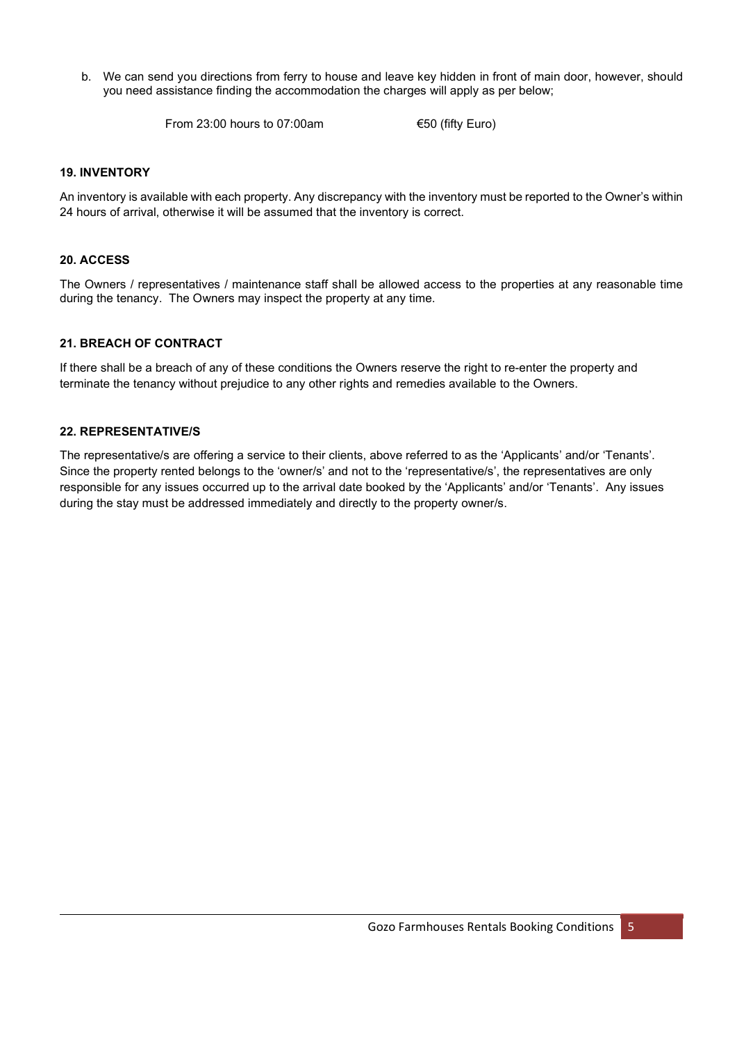b. We can send you directions from ferry to house and leave key hidden in front of main door, however, should you need assistance finding the accommodation the charges will apply as per below;

| | |
|---|---|
| From 23:00 hours to 07:00am | €50 (fifty Euro) |

### 19. INVENTORY

An inventory is available with each property. Any discrepancy with the inventory must be reported to the Owner's within 24 hours of arrival, otherwise it will be assumed that the inventory is correct.

### 20. ACCESS

The Owners / representatives / maintenance staff shall be allowed access to the properties at any reasonable time during the tenancy. The Owners may inspect the property at any time.

### 21. BREACH OF CONTRACT

If there shall be a breach of any of these conditions the Owners reserve the right to re-enter the property and terminate the tenancy without prejudice to any other rights and remedies available to the Owners.

### 22. REPRESENTATIVE/S

The representative/s are offering a service to their clients, above referred to as the 'Applicants' and/or 'Tenants'. Since the property rented belongs to the 'owner/s' and not to the 'representative/s', the representatives are only responsible for any issues occurred up to the arrival date booked by the 'Applicants' and/or 'Tenants'. Any issues during the stay must be addressed immediately and directly to the property owner/s.